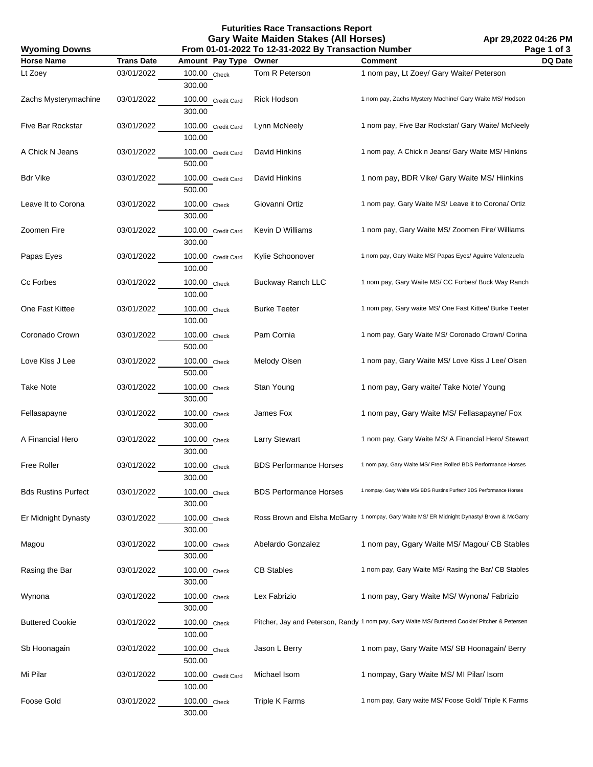# Futurities Race Transactions Report

## Gary Waite Maiden Stakes (All Horses)

**Wyoming Downs** — From 01-01-2022 To 12-31-2022 By Transaction Number — Apr 29,2022 04:26 PM

| Horse Name | Trans Date | Amount | Pay Type | Owner | Comment | DQ Date |
|---|---|---|---|---|---|---|
| Lt Zoey | 03/01/2022 | 100.00 / 300.00 | Check | Tom R Peterson | 1 nom pay, Lt Zoey/ Gary Waite/ Peterson | |
| Zachs Mysterymachine | 03/01/2022 | 100.00 / 300.00 | Credit Card | Rick Hodson | 1 nom pay, Zachs Mystery Machine/ Gary Waite MS/ Hodson | |
| Five Bar Rockstar | 03/01/2022 | 100.00 / 100.00 | Credit Card | Lynn McNeely | 1 nom pay, Five Bar Rockstar/ Gary Waite/ McNeely | |
| A Chick N Jeans | 03/01/2022 | 100.00 / 500.00 | Credit Card | David Hinkins | 1 nom pay, A Chick n Jeans/ Gary Waite MS/ Hinkins | |
| Bdr Vike | 03/01/2022 | 100.00 / 500.00 | Credit Card | David Hinkins | 1 nom pay, BDR Vike/ Gary Waite MS/ Hiinkins | |
| Leave It to Corona | 03/01/2022 | 100.00 / 300.00 | Check | Giovanni Ortiz | 1 nom pay, Gary Waite MS/ Leave it to Corona/ Ortiz | |
| Zoomen Fire | 03/01/2022 | 100.00 / 300.00 | Credit Card | Kevin D Williams | 1 nom pay, Gary Waite MS/ Zoomen Fire/ Williams | |
| Papas Eyes | 03/01/2022 | 100.00 / 100.00 | Credit Card | Kylie Schoonover | 1 nom pay, Gary Waite MS/ Papas Eyes/ Aguirre Valenzuela | |
| Cc Forbes | 03/01/2022 | 100.00 / 100.00 | Check | Buckway Ranch LLC | 1 nom pay, Gary Waite MS/ CC Forbes/ Buck Way Ranch | |
| One Fast Kittee | 03/01/2022 | 100.00 / 100.00 | Check | Burke Teeter | 1 nom pay, Gary waite MS/ One Fast Kittee/ Burke Teeter | |
| Coronado Crown | 03/01/2022 | 100.00 / 500.00 | Check | Pam Cornia | 1 nom pay, Gary Waite MS/ Coronado Crown/ Corina | |
| Love Kiss J Lee | 03/01/2022 | 100.00 / 500.00 | Check | Melody Olsen | 1 nom pay, Gary Waite MS/ Love Kiss J Lee/ Olsen | |
| Take Note | 03/01/2022 | 100.00 / 300.00 | Check | Stan Young | 1 nom pay, Gary waite/ Take Note/ Young | |
| Fellasapayne | 03/01/2022 | 100.00 / 300.00 | Check | James Fox | 1 nom pay, Gary Waite MS/ Fellasapayne/ Fox | |
| A Financial Hero | 03/01/2022 | 100.00 / 300.00 | Check | Larry Stewart | 1 nom pay, Gary Waite MS/ A Financial Hero/ Stewart | |
| Free Roller | 03/01/2022 | 100.00 / 300.00 | Check | BDS Performance Horses | 1 nom pay, Gary Waite MS/ Free Roller/ BDS Performance Horses | |
| Bds Rustins Purfect | 03/01/2022 | 100.00 / 300.00 | Check | BDS Performance Horses | 1 nompay, Gary Waite MS/ BDS Rustins Purfect/ BDS Performance Horses | |
| Er Midnight Dynasty | 03/01/2022 | 100.00 / 300.00 | Check | Ross Brown and Elsha McGarry | 1 nompay, Gary Waite MS/ ER Midnight Dynasty/ Brown & McGarry | |
| Magou | 03/01/2022 | 100.00 / 300.00 | Check | Abelardo Gonzalez | 1 nom pay, Ggary Waite MS/ Magou/ CB Stables | |
| Rasing the Bar | 03/01/2022 | 100.00 / 300.00 | Check | CB Stables | 1 nom pay, Gary Waite MS/ Rasing the Bar/ CB Stables | |
| Wynona | 03/01/2022 | 100.00 / 300.00 | Check | Lex Fabrizio | 1 nom pay, Gary Waite MS/ Wynona/ Fabrizio | |
| Buttered Cookie | 03/01/2022 | 100.00 / 100.00 | Check | Pitcher, Jay and Peterson, Randy | 1 nom pay, Gary Waite MS/ Buttered Cookie/ Pitcher & Petersen | |
| Sb Hoonagain | 03/01/2022 | 100.00 / 500.00 | Check | Jason L Berry | 1 nom pay, Gary Waite MS/ SB Hoonagain/ Berry | |
| Mi Pilar | 03/01/2022 | 100.00 / 100.00 | Credit Card | Michael Isom | 1 nompay, Gary Waite MS/ MI Pilar/ Isom | |
| Foose Gold | 03/01/2022 | 100.00 / 300.00 | Check | Triple K Farms | 1 nom pay, Gary waite MS/ Foose Gold/ Triple K Farms | |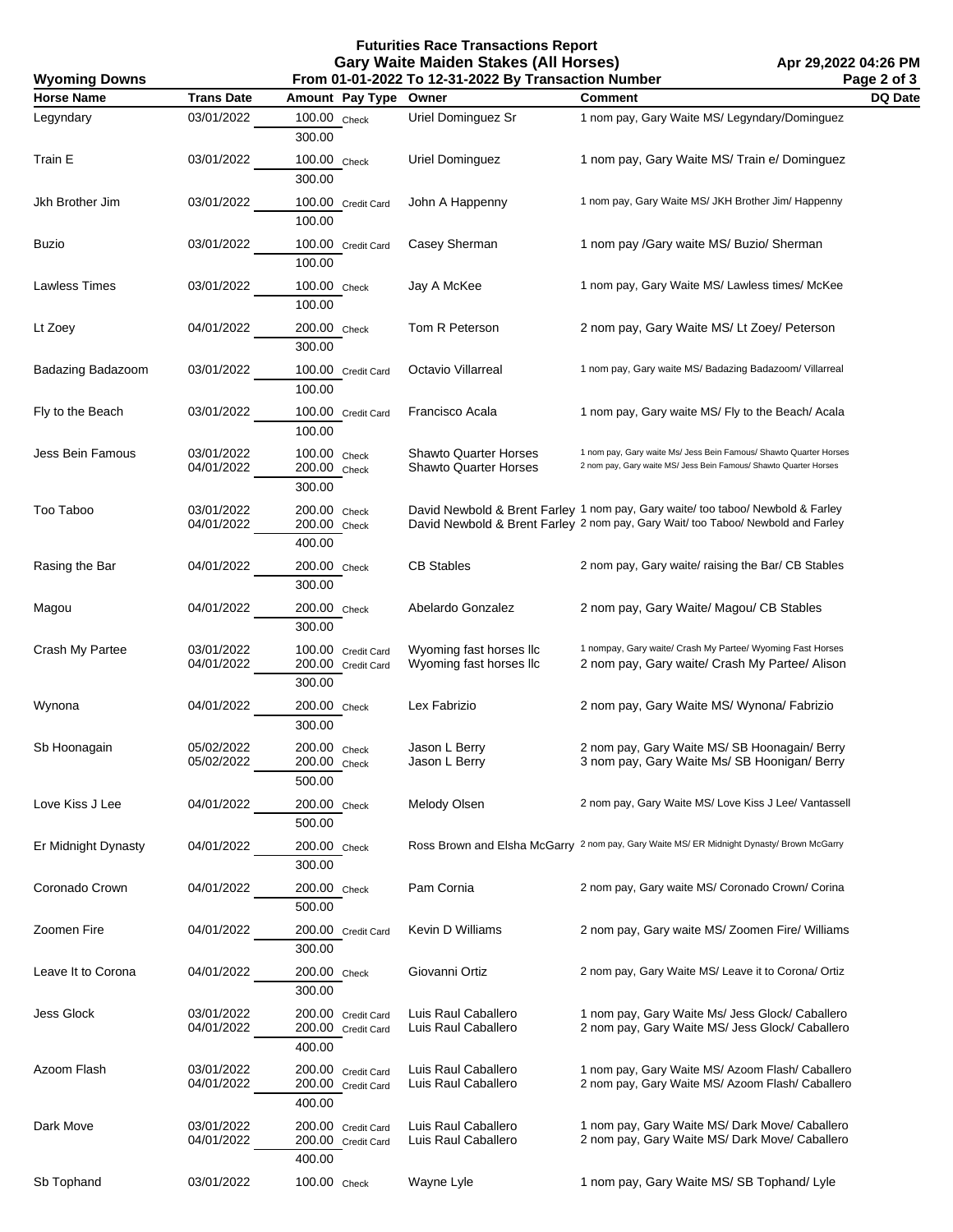# Futurities Race Transactions Report

## Gary Waite Maiden Stakes (All Horses)

**Wyoming Downs** — From 01-01-2022 To 12-31-2022 By Transaction Number — Apr 29,2022 04:26 PM

| Horse Name | Trans Date | Amount | Pay Type | Owner | Comment | DQ Date |
|---|---|---|---|---|---|---|
| Legyndary | 03/01/2022 | 100.00 | Check | Uriel Dominguez Sr | 1 nom pay, Gary Waite MS/ Legyndary/Dominguez | |
| | | 300.00 | | | | |
| Train E | 03/01/2022 | 100.00 | Check | Uriel Dominguez | 1 nom pay, Gary Waite MS/ Train e/ Dominguez | |
| | | 300.00 | | | | |
| Jkh Brother Jim | 03/01/2022 | 100.00 | Credit Card | John A Happenny | 1 nom pay, Gary Waite MS/ JKH Brother Jim/ Happenny | |
| | | 100.00 | | | | |
| Buzio | 03/01/2022 | 100.00 | Credit Card | Casey Sherman | 1 nom pay /Gary waite MS/ Buzio/ Sherman | |
| | | 100.00 | | | | |
| Lawless Times | 03/01/2022 | 100.00 | Check | Jay A McKee | 1 nom pay, Gary Waite MS/ Lawless times/ McKee | |
| | | 100.00 | | | | |
| Lt Zoey | 04/01/2022 | 200.00 | Check | Tom R Peterson | 2 nom pay, Gary Waite MS/ Lt Zoey/ Peterson | |
| | | 300.00 | | | | |
| Badazing Badazoom | 03/01/2022 | 100.00 | Credit Card | Octavio Villarreal | 1 nom pay, Gary waite MS/ Badazing Badazoom/ Villarreal | |
| | | 100.00 | | | | |
| Fly to the Beach | 03/01/2022 | 100.00 | Credit Card | Francisco Acala | 1 nom pay, Gary waite MS/ Fly to the Beach/ Acala | |
| | | 100.00 | | | | |
| Jess Bein Famous | 03/01/2022 | 100.00 | Check | Shawto Quarter Horses | 1 nom pay, Gary waite Ms/ Jess Bein Famous/ Shawto Quarter Horses | |
| | 04/01/2022 | 200.00 | Check | Shawto Quarter Horses | 2 nom pay, Gary waite MS/ Jess Bein Famous/ Shawto Quarter Horses | |
| | | 300.00 | | | | |
| Too Taboo | 03/01/2022 | 200.00 | Check | David Newbold & Brent Farley | 1 nom pay, Gary waite/ too taboo/ Newbold & Farley | |
| | 04/01/2022 | 200.00 | Check | David Newbold & Brent Farley | 2 nom pay, Gary Wait/ too Taboo/ Newbold and Farley | |
| | | 400.00 | | | | |
| Rasing the Bar | 04/01/2022 | 200.00 | Check | CB Stables | 2 nom pay, Gary waite/ raising the Bar/ CB Stables | |
| | | 300.00 | | | | |
| Magou | 04/01/2022 | 200.00 | Check | Abelardo Gonzalez | 2 nom pay, Gary Waite/ Magou/ CB Stables | |
| | | 300.00 | | | | |
| Crash My Partee | 03/01/2022 | 100.00 | Credit Card | Wyoming fast horses llc | 1 nompay, Gary waite/ Crash My Partee/ Wyoming Fast Horses | |
| | 04/01/2022 | 200.00 | Credit Card | Wyoming fast horses llc | 2 nom pay, Gary waite/ Crash My Partee/ Alison | |
| | | 300.00 | | | | |
| Wynona | 04/01/2022 | 200.00 | Check | Lex Fabrizio | 2 nom pay, Gary Waite MS/ Wynona/ Fabrizio | |
| | | 300.00 | | | | |
| Sb Hoonagain | 05/02/2022 | 200.00 | Check | Jason L Berry | 2 nom pay, Gary Waite MS/ SB Hoonagain/ Berry | |
| | 05/02/2022 | 200.00 | Check | Jason L Berry | 3 nom pay, Gary Waite Ms/ SB Hoonigan/ Berry | |
| | | 500.00 | | | | |
| Love Kiss J Lee | 04/01/2022 | 200.00 | Check | Melody Olsen | 2 nom pay, Gary Waite MS/ Love Kiss J Lee/ Vantassell | |
| | | 500.00 | | | | |
| Er Midnight Dynasty | 04/01/2022 | 200.00 | Check | Ross Brown and Elsha McGarry | 2 nom pay, Gary Waite MS/ ER Midnight Dynasty/ Brown McGarry | |
| | | 300.00 | | | | |
| Coronado Crown | 04/01/2022 | 200.00 | Check | Pam Cornia | 2 nom pay, Gary waite MS/ Coronado Crown/ Corina | |
| | | 500.00 | | | | |
| Zoomen Fire | 04/01/2022 | 200.00 | Credit Card | Kevin D Williams | 2 nom pay, Gary waite MS/ Zoomen Fire/ Williams | |
| | | 300.00 | | | | |
| Leave It to Corona | 04/01/2022 | 200.00 | Check | Giovanni Ortiz | 2 nom pay, Gary Waite MS/ Leave it to Corona/ Ortiz | |
| | | 300.00 | | | | |
| Jess Glock | 03/01/2022 | 200.00 | Credit Card | Luis Raul Caballero | 1 nom pay, Gary Waite Ms/ Jess Glock/ Caballero | |
| | 04/01/2022 | 200.00 | Credit Card | Luis Raul Caballero | 2 nom pay, Gary Waite MS/ Jess Glock/ Caballero | |
| | | 400.00 | | | | |
| Azoom Flash | 03/01/2022 | 200.00 | Credit Card | Luis Raul Caballero | 1 nom pay, Gary Waite MS/ Azoom Flash/ Caballero | |
| | 04/01/2022 | 200.00 | Credit Card | Luis Raul Caballero | 2 nom pay, Gary Waite MS/ Azoom Flash/ Caballero | |
| | | 400.00 | | | | |
| Dark Move | 03/01/2022 | 200.00 | Credit Card | Luis Raul Caballero | 1 nom pay, Gary Waite MS/ Dark Move/ Caballero | |
| | 04/01/2022 | 200.00 | Credit Card | Luis Raul Caballero | 2 nom pay, Gary Waite MS/ Dark Move/ Caballero | |
| | | 400.00 | | | | |
| Sb Tophand | 03/01/2022 | 100.00 | Check | Wayne Lyle | 1 nom pay, Gary Waite MS/ SB Tophand/ Lyle | |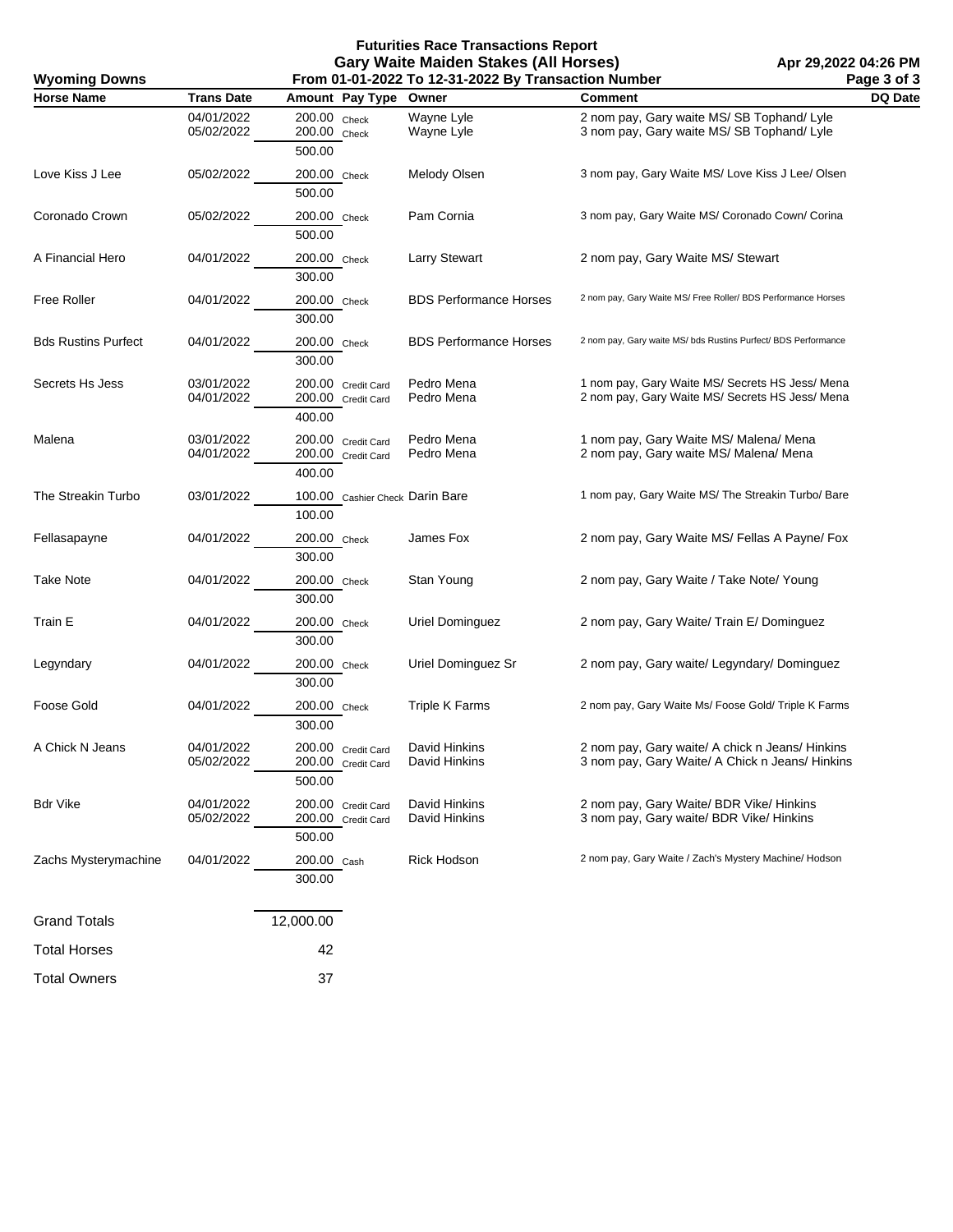# Futurities Race Transactions Report
## Gary Waite Maiden Stakes (All Horses)

**Wyoming Downs** — From 01-01-2022 To 12-31-2022 By Transaction Number — Apr 29,2022 04:26 PM

| Horse Name | Trans Date | Amount | Pay Type | Owner | Comment | DQ Date |
|---|---|---|---|---|---|---|
| | 04/01/2022 | 200.00 | Check | Wayne Lyle | 2 nom pay, Gary waite MS/ SB Tophand/ Lyle | |
| | 05/02/2022 | 200.00 | Check | Wayne Lyle | 3 nom pay, Gary waite MS/ SB Tophand/ Lyle | |
| | | 500.00 | | | | |
| Love Kiss J Lee | 05/02/2022 | 200.00 | Check | Melody Olsen | 3 nom pay, Gary Waite MS/ Love Kiss J Lee/ Olsen | |
| | | 500.00 | | | | |
| Coronado Crown | 05/02/2022 | 200.00 | Check | Pam Cornia | 3 nom pay, Gary Waite MS/ Coronado Cown/ Corina | |
| | | 500.00 | | | | |
| A Financial Hero | 04/01/2022 | 200.00 | Check | Larry Stewart | 2 nom pay, Gary Waite MS/ Stewart | |
| | | 300.00 | | | | |
| Free Roller | 04/01/2022 | 200.00 | Check | BDS Performance Horses | 2 nom pay, Gary Waite MS/ Free Roller/ BDS Performance Horses | |
| | | 300.00 | | | | |
| Bds Rustins Purfect | 04/01/2022 | 200.00 | Check | BDS Performance Horses | 2 nom pay, Gary waite MS/ bds Rustins Purfect/ BDS Performance | |
| | | 300.00 | | | | |
| Secrets Hs Jess | 03/01/2022 | 200.00 | Credit Card | Pedro Mena | 1 nom pay, Gary Waite MS/ Secrets HS Jess/ Mena | |
| | 04/01/2022 | 200.00 | Credit Card | Pedro Mena | 2 nom pay, Gary Waite MS/ Secrets HS Jess/ Mena | |
| | | 400.00 | | | | |
| Malena | 03/01/2022 | 200.00 | Credit Card | Pedro Mena | 1 nom pay, Gary Waite MS/ Malena/ Mena | |
| | 04/01/2022 | 200.00 | Credit Card | Pedro Mena | 2 nom pay, Gary waite MS/ Malena/ Mena | |
| | | 400.00 | | | | |
| The Streakin Turbo | 03/01/2022 | 100.00 | Cashier Check | Darin Bare | 1 nom pay, Gary Waite MS/ The Streakin Turbo/ Bare | |
| | | 100.00 | | | | |
| Fellasapayne | 04/01/2022 | 200.00 | Check | James Fox | 2 nom pay, Gary Waite MS/ Fellas A Payne/ Fox | |
| | | 300.00 | | | | |
| Take Note | 04/01/2022 | 200.00 | Check | Stan Young | 2 nom pay, Gary Waite / Take Note/ Young | |
| | | 300.00 | | | | |
| Train E | 04/01/2022 | 200.00 | Check | Uriel Dominguez | 2 nom pay, Gary Waite/ Train E/ Dominguez | |
| | | 300.00 | | | | |
| Legyndary | 04/01/2022 | 200.00 | Check | Uriel Dominguez Sr | 2 nom pay, Gary waite/ Legyndary/ Dominguez | |
| | | 300.00 | | | | |
| Foose Gold | 04/01/2022 | 200.00 | Check | Triple K Farms | 2 nom pay, Gary Waite Ms/ Foose Gold/ Triple K Farms | |
| | | 300.00 | | | | |
| A Chick N Jeans | 04/01/2022 | 200.00 | Credit Card | David Hinkins | 2 nom pay, Gary waite/ A chick n Jeans/ Hinkins | |
| | 05/02/2022 | 200.00 | Credit Card | David Hinkins | 3 nom pay, Gary Waite/ A Chick n Jeans/ Hinkins | |
| | | 500.00 | | | | |
| Bdr Vike | 04/01/2022 | 200.00 | Credit Card | David Hinkins | 2 nom pay, Gary Waite/ BDR Vike/ Hinkins | |
| | 05/02/2022 | 200.00 | Credit Card | David Hinkins | 3 nom pay, Gary waite/ BDR Vike/ Hinkins | |
| | | 500.00 | | | | |
| Zachs Mysterymachine | 04/01/2022 | 200.00 | Cash | Rick Hodson | 2 nom pay, Gary Waite / Zach's Mystery Machine/ Hodson | |
| | | 300.00 | | | | |

| | |
|---|---|
| Grand Totals | 12,000.00 |
| Total Horses | 42 |
| Total Owners | 37 |